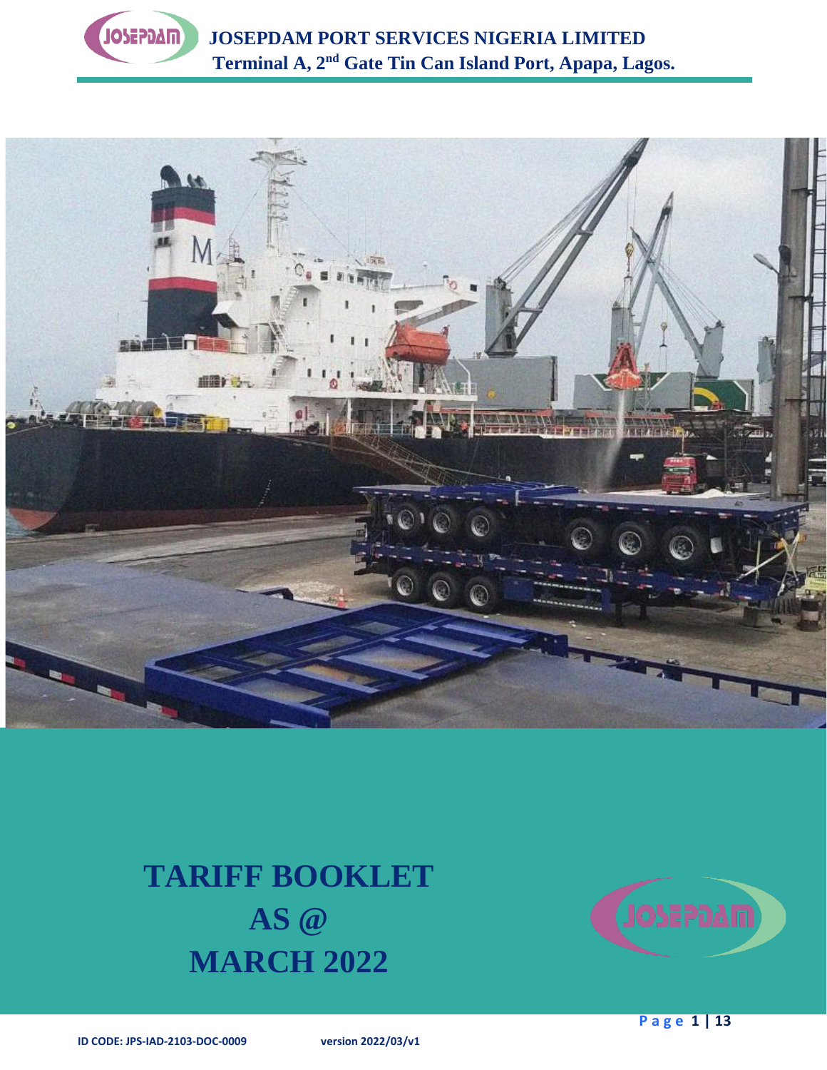# JOSEPDAM PORT SERVICES NIGERIA LIMITED

**Terminal A, 2nd Gate Tin Can Island Port, Apapa, Lagos.**

# TARIFF BOOKLET
# AS @
# MARCH 2022

ID CODE: JPS-IAD-2103-DOC-0009 version 2022/03/v1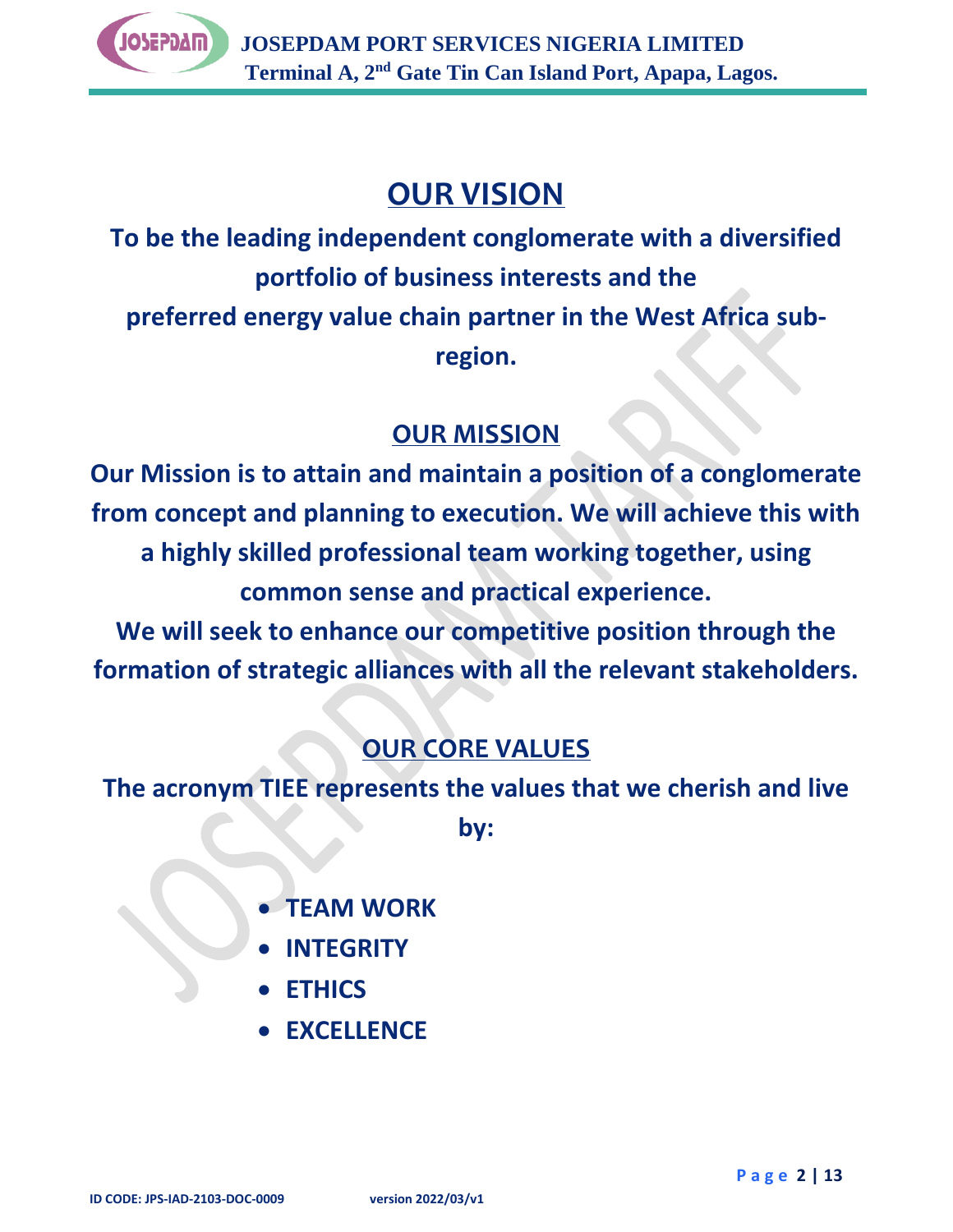# OUR VISION

**To be the leading independent conglomerate with a diversified portfolio of business interests and the preferred energy value chain partner in the West Africa sub-region.**

## OUR MISSION

**Our Mission is to attain and maintain a position of a conglomerate from concept and planning to execution. We will achieve this with a highly skilled professional team working together, using common sense and practical experience.**

**We will seek to enhance our competitive position through the formation of strategic alliances with all the relevant stakeholders.**

## OUR CORE VALUES

**The acronym TIEE represents the values that we cherish and live by:**

- **TEAM WORK**
- **INTEGRITY**
- **ETHICS**
- **EXCELLENCE**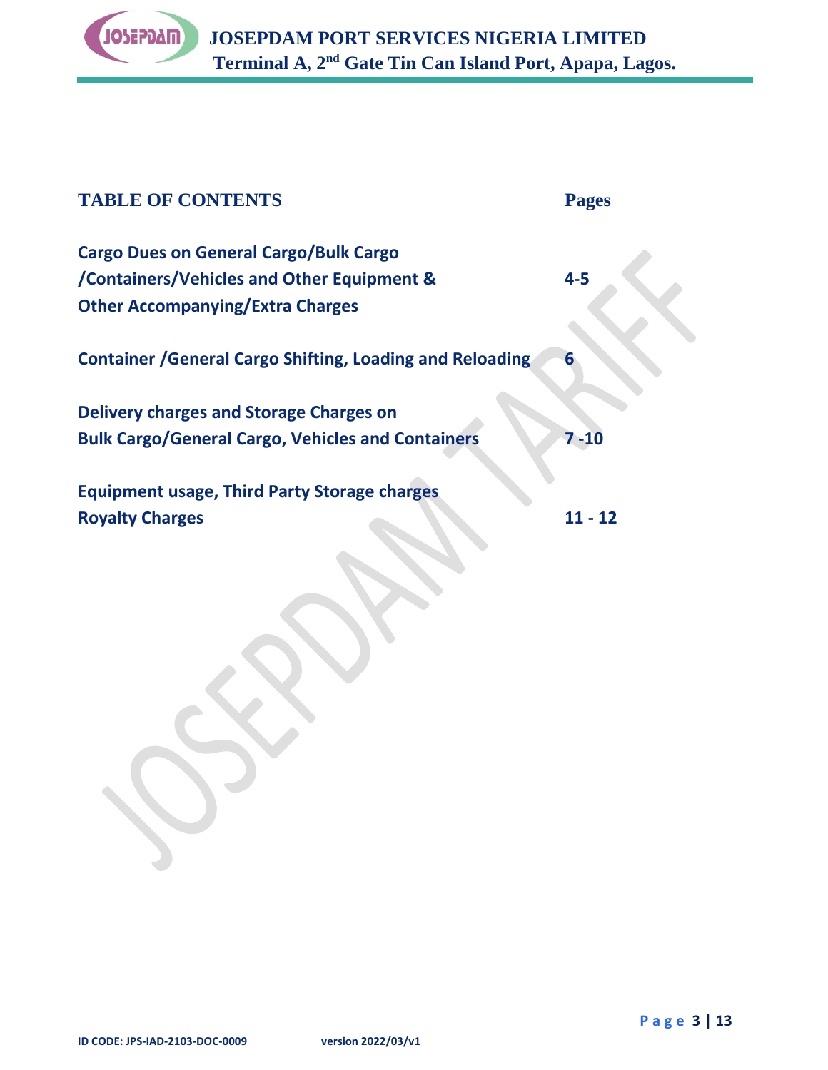# TABLE OF CONTENTS

| Contents | Pages |
| --- | --- |
| **Cargo Dues on General Cargo/Bulk Cargo /Containers/Vehicles and Other Equipment & Other Accompanying/Extra Charges** | **4-5** |
| **Container /General Cargo Shifting, Loading and Reloading** | **6** |
| **Delivery charges and Storage Charges on Bulk Cargo/General Cargo, Vehicles and Containers** | **7 -10** |
| **Equipment usage, Third Party Storage charges Royalty Charges** | **11 - 12** |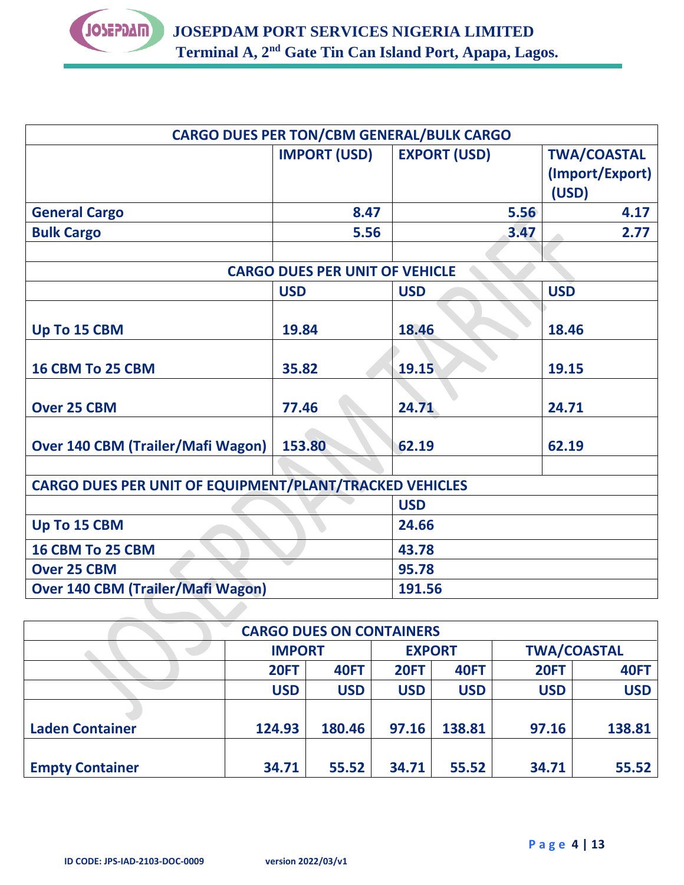| CARGO DUES PER TON/CBM GENERAL/BULK CARGO | | | |
|---|---|---|---|
| | IMPORT (USD) | EXPORT (USD) | TWA/COASTAL (Import/Export) (USD) |
| **General Cargo** | 8.47 | 5.56 | 4.17 |
| **Bulk Cargo** | 5.56 | 3.47 | 2.77 |
| | | | |
| **CARGO DUES PER UNIT OF VEHICLE** | | | |
| | USD | USD | USD |
| **Up To 15 CBM** | 19.84 | 18.46 | 18.46 |
| **16 CBM To 25 CBM** | 35.82 | 19.15 | 19.15 |
| **Over 25 CBM** | 77.46 | 24.71 | 24.71 |
| **Over 140 CBM (Trailer/Mafi Wagon)** | 153.80 | 62.19 | 62.19 |
| | | | |

| CARGO DUES PER UNIT OF EQUIPMENT/PLANT/TRACKED VEHICLES | |
|---|---|
| | USD |
| **Up To 15 CBM** | 24.66 |
| **16 CBM To 25 CBM** | 43.78 |
| **Over 25 CBM** | 95.78 |
| **Over 140 CBM (Trailer/Mafi Wagon)** | 191.56 |

| CARGO DUES ON CONTAINERS | | | | | | |
|---|---|---|---|---|---|---|
| | IMPORT | | EXPORT | | TWA/COASTAL | |
| | 20FT | 40FT | 20FT | 40FT | 20FT | 40FT |
| | USD | USD | USD | USD | USD | USD |
| **Laden Container** | 124.93 | 180.46 | 97.16 | 138.81 | 97.16 | 138.81 |
| **Empty Container** | 34.71 | 55.52 | 34.71 | 55.52 | 34.71 | 55.52 |

ID CODE: JPS-IAD-2103-DOC-0009 version 2022/03/v1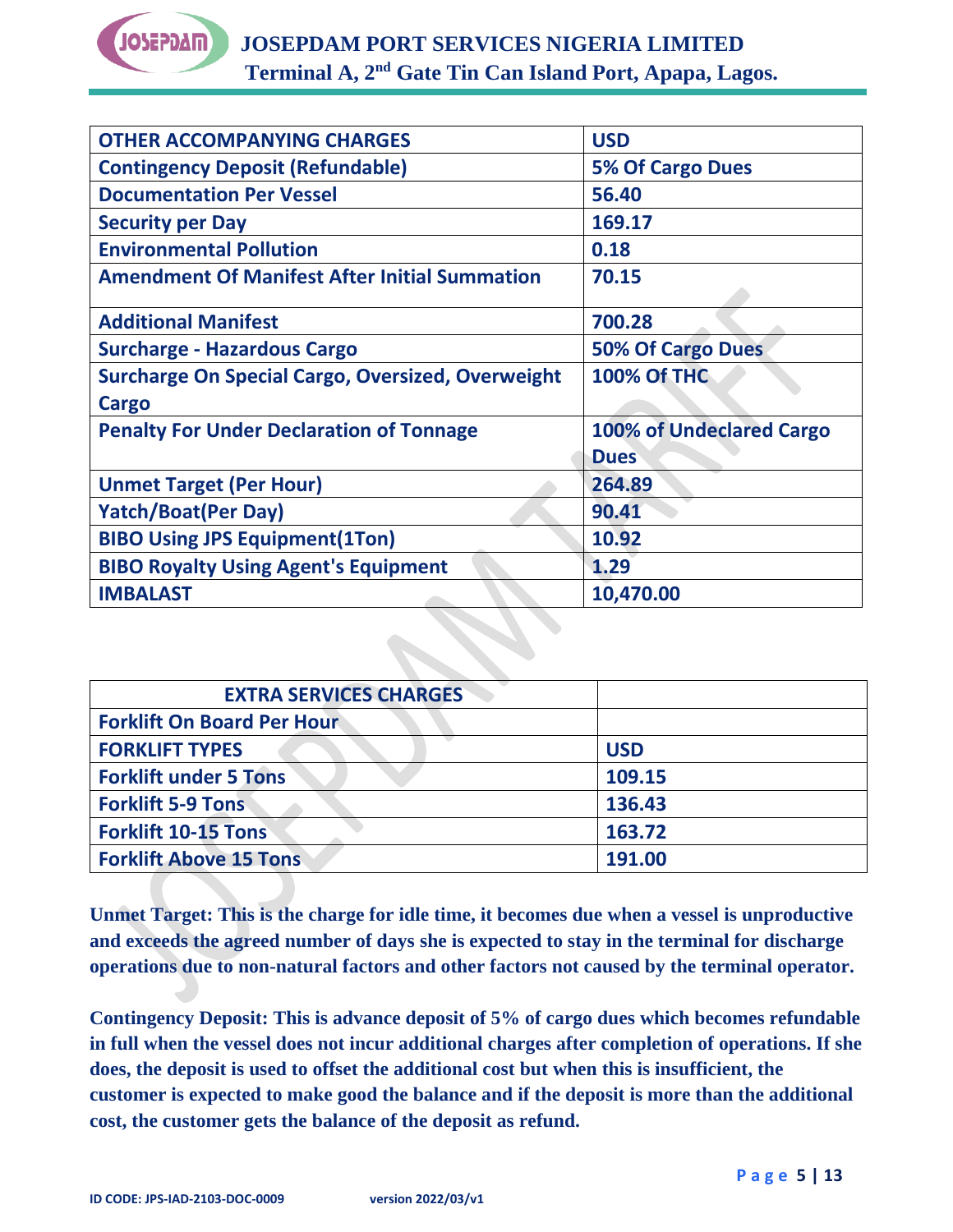| OTHER ACCOMPANYING CHARGES | USD |
|---|---|
| Contingency Deposit (Refundable) | 5% Of Cargo Dues |
| Documentation Per Vessel | 56.40 |
| Security per Day | 169.17 |
| Environmental Pollution | 0.18 |
| Amendment Of Manifest After Initial Summation | 70.15 |
| Additional Manifest | 700.28 |
| Surcharge - Hazardous Cargo | 50% Of Cargo Dues |
| Surcharge On Special Cargo, Oversized, Overweight Cargo | 100% Of THC |
| Penalty For Under Declaration of Tonnage | 100% of Undeclared Cargo Dues |
| Unmet Target (Per Hour) | 264.89 |
| Yatch/Boat(Per Day) | 90.41 |
| BIBO Using JPS Equipment(1Ton) | 10.92 |
| BIBO Royalty Using Agent's Equipment | 1.29 |
| IMBALAST | 10,470.00 |

| EXTRA SERVICES CHARGES | |
|---|---|
| Forklift On Board Per Hour | |
| FORKLIFT TYPES | USD |
| Forklift under 5 Tons | 109.15 |
| Forklift 5-9 Tons | 136.43 |
| Forklift 10-15 Tons | 163.72 |
| Forklift Above 15 Tons | 191.00 |

**Unmet Target: This is the charge for idle time, it becomes due when a vessel is unproductive and exceeds the agreed number of days she is expected to stay in the terminal for discharge operations due to non-natural factors and other factors not caused by the terminal operator.**

**Contingency Deposit: This is advance deposit of 5% of cargo dues which becomes refundable in full when the vessel does not incur additional charges after completion of operations. If she does, the deposit is used to offset the additional cost but when this is insufficient, the customer is expected to make good the balance and if the deposit is more than the additional cost, the customer gets the balance of the deposit as refund.**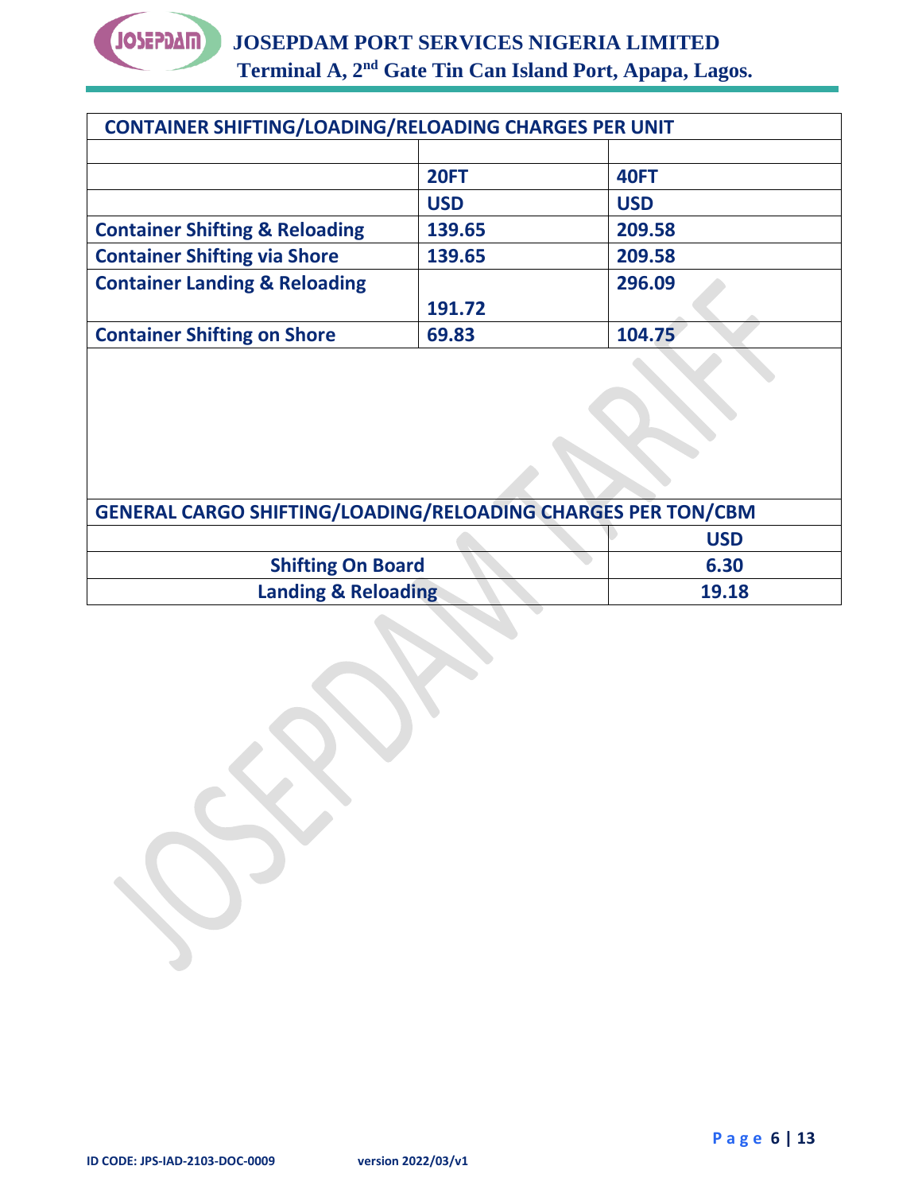## CONTAINER SHIFTING/LOADING/RELOADING CHARGES PER UNIT

| | 20FT | 40FT |
|---|---|---|
| | USD | USD |
| **Container Shifting & Reloading** | 139.65 | 209.58 |
| **Container Shifting via Shore** | 139.65 | 209.58 |
| **Container Landing & Reloading** | 191.72 | 296.09 |
| **Container Shifting on Shore** | 69.83 | 104.75 |

## GENERAL CARGO SHIFTING/LOADING/RELOADING CHARGES PER TON/CBM

| | USD |
|---|---|
| **Shifting On Board** | 6.30 |
| **Landing & Reloading** | 19.18 |

**ID CODE: JPS-IAD-2103-DOC-0009** **version 2022/03/v1**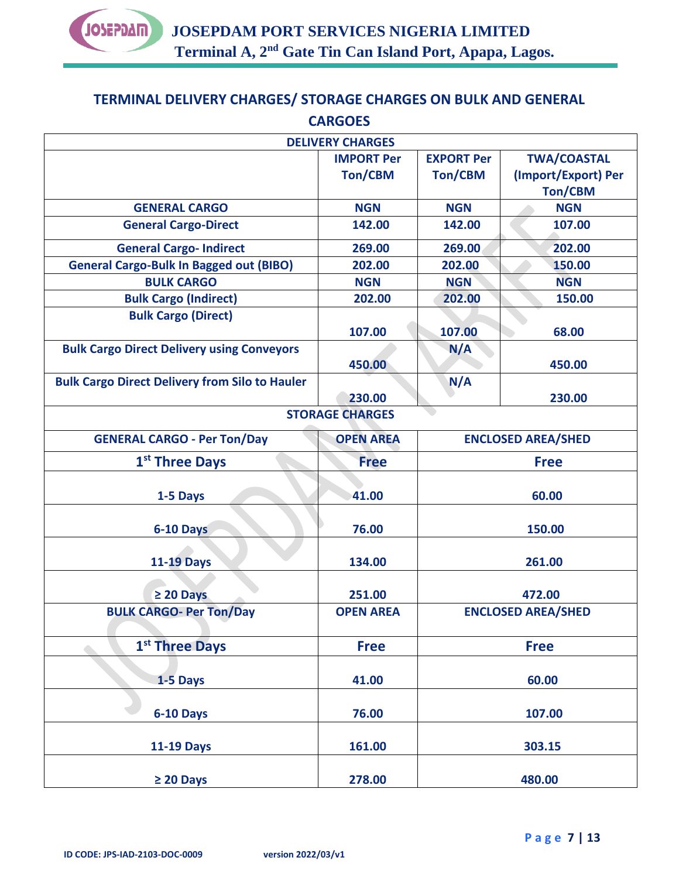## TERMINAL DELIVERY CHARGES/ STORAGE CHARGES ON BULK AND GENERAL CARGOES

| DELIVERY CHARGES | | | |
|---|---|---|---|
| | IMPORT Per Ton/CBM | EXPORT Per Ton/CBM | TWA/COASTAL (Import/Export) Per Ton/CBM |
| **GENERAL CARGO** | NGN | NGN | NGN |
| General Cargo-Direct | 142.00 | 142.00 | 107.00 |
| General Cargo- Indirect | 269.00 | 269.00 | 202.00 |
| General Cargo-Bulk In Bagged out (BIBO) | 202.00 | 202.00 | 150.00 |
| **BULK CARGO** | NGN | NGN | NGN |
| Bulk Cargo (Indirect) | 202.00 | 202.00 | 150.00 |
| Bulk Cargo (Direct) | 107.00 | 107.00 | 68.00 |
| Bulk Cargo Direct Delivery using Conveyors | 450.00 | N/A | 450.00 |
| Bulk Cargo Direct Delivery from Silo to Hauler | 230.00 | N/A | 230.00 |

| STORAGE CHARGES | | |
|---|---|---|
| **GENERAL CARGO - Per Ton/Day** | **OPEN AREA** | **ENCLOSED AREA/SHED** |
| 1st Three Days | Free | Free |
| 1-5 Days | 41.00 | 60.00 |
| 6-10 Days | 76.00 | 150.00 |
| 11-19 Days | 134.00 | 261.00 |
| ≥ 20 Days | 251.00 | 472.00 |
| **BULK CARGO- Per Ton/Day** | **OPEN AREA** | **ENCLOSED AREA/SHED** |
| 1st Three Days | Free | Free |
| 1-5 Days | 41.00 | 60.00 |
| 6-10 Days | 76.00 | 107.00 |
| 11-19 Days | 161.00 | 303.15 |
| ≥ 20 Days | 278.00 | 480.00 |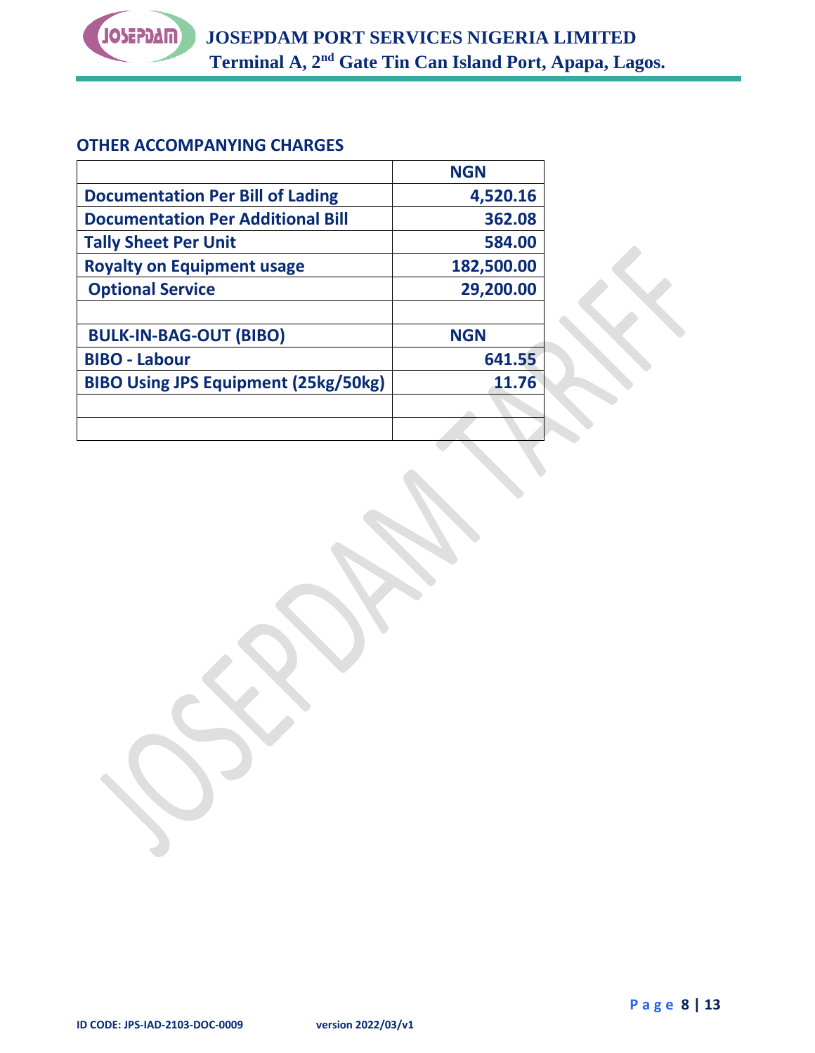## OTHER ACCOMPANYING CHARGES

| | NGN |
|---|---|
| **Documentation Per Bill of Lading** | **4,520.16** |
| **Documentation Per Additional Bill** | **362.08** |
| **Tally Sheet Per Unit** | **584.00** |
| **Royalty on Equipment usage** | **182,500.00** |
| **Optional Service** | **29,200.00** |
| | |
| **BULK-IN-BAG-OUT (BIBO)** | **NGN** |
| **BIBO - Labour** | **641.55** |
| **BIBO Using JPS Equipment (25kg/50kg)** | **11.76** |
| | |
| | |

ID CODE: JPS-IAD-2103-DOC-0009 version 2022/03/v1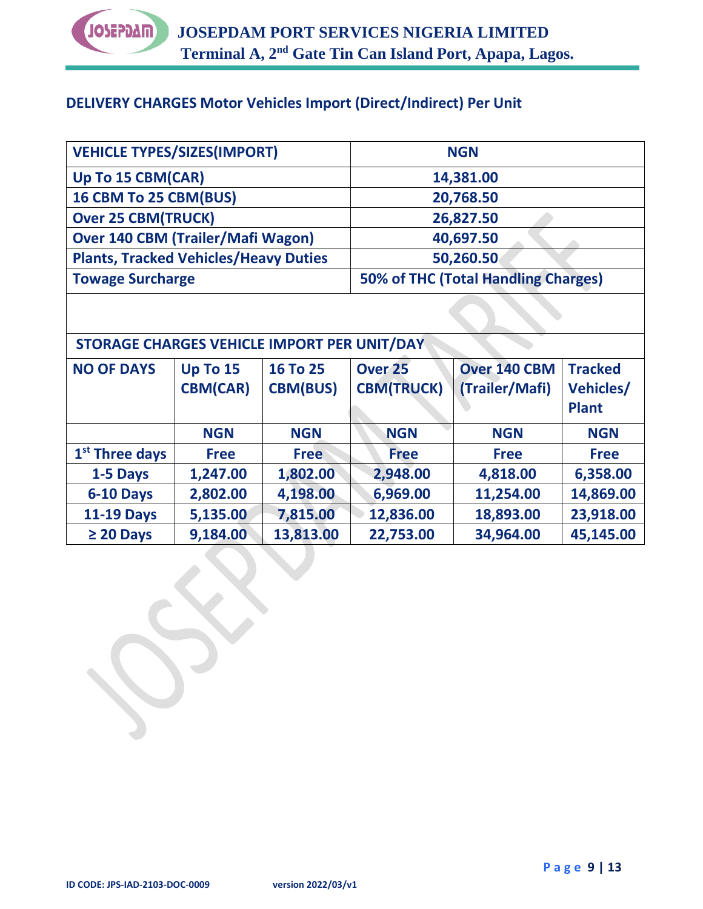## DELIVERY CHARGES Motor Vehicles Import (Direct/Indirect) Per Unit

| VEHICLE TYPES/SIZES(IMPORT) | NGN |
|---|---|
| Up To 15 CBM(CAR) | 14,381.00 |
| 16 CBM To 25 CBM(BUS) | 20,768.50 |
| Over 25 CBM(TRUCK) | 26,827.50 |
| Over 140 CBM (Trailer/Mafi Wagon) | 40,697.50 |
| Plants, Tracked Vehicles/Heavy Duties | 50,260.50 |
| Towage Surcharge | 50% of THC (Total Handling Charges) |

## STORAGE CHARGES VEHICLE IMPORT PER UNIT/DAY

| NO OF DAYS | Up To 15 CBM(CAR) | 16 To 25 CBM(BUS) | Over 25 CBM(TRUCK) | Over 140 CBM (Trailer/Mafi) | Tracked Vehicles/ Plant |
|---|---|---|---|---|---|
| | NGN | NGN | NGN | NGN | NGN |
| 1st Three days | Free | Free | Free | Free | Free |
| 1-5 Days | 1,247.00 | 1,802.00 | 2,948.00 | 4,818.00 | 6,358.00 |
| 6-10 Days | 2,802.00 | 4,198.00 | 6,969.00 | 11,254.00 | 14,869.00 |
| 11-19 Days | 5,135.00 | 7,815.00 | 12,836.00 | 18,893.00 | 23,918.00 |
| ≥ 20 Days | 9,184.00 | 13,813.00 | 22,753.00 | 34,964.00 | 45,145.00 |

ID CODE: JPS-IAD-2103-DOC-0009 version 2022/03/v1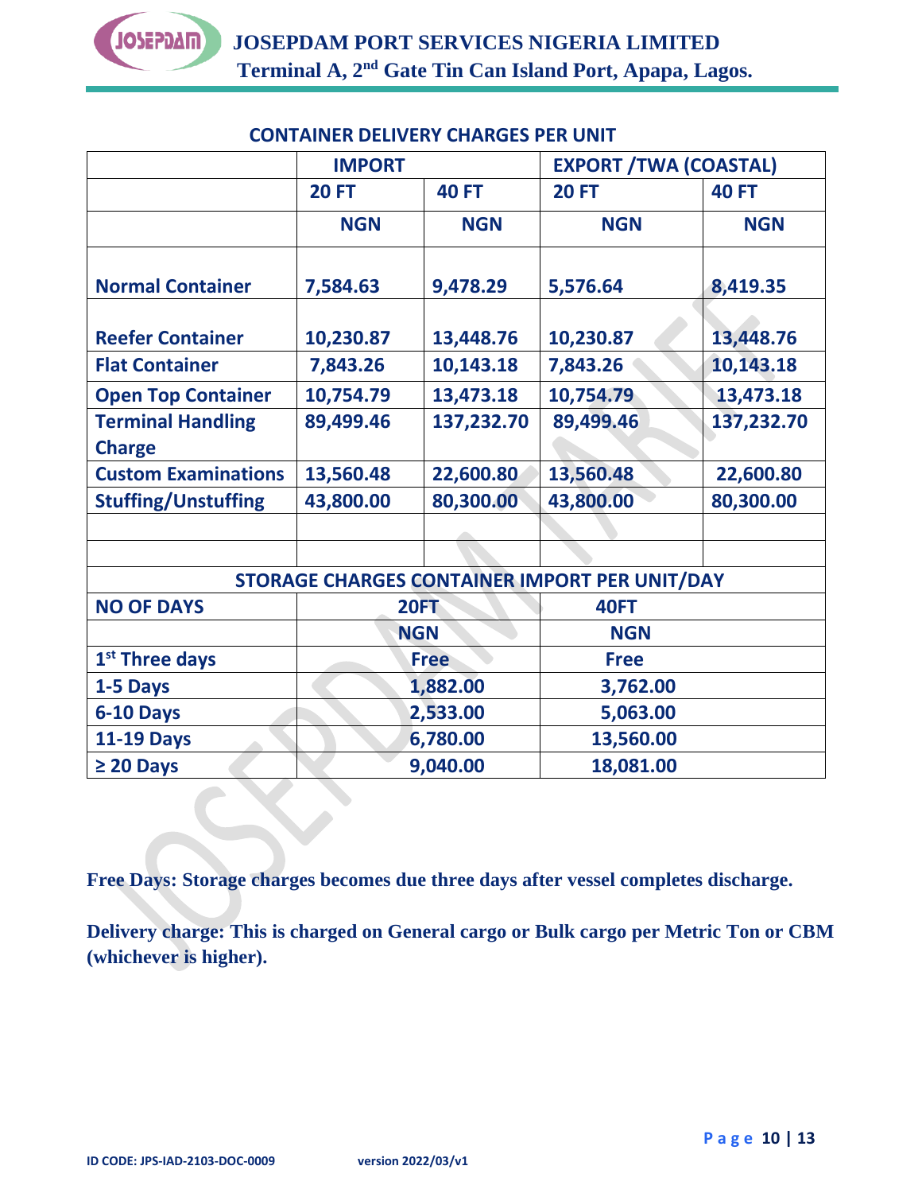## CONTAINER DELIVERY CHARGES PER UNIT

| | IMPORT | | EXPORT /TWA (COASTAL) | |
|---|---|---|---|---|
| | 20 FT | 40 FT | 20 FT | 40 FT |
| | NGN | NGN | NGN | NGN |
| Normal Container | 7,584.63 | 9,478.29 | 5,576.64 | 8,419.35 |
| Reefer Container | 10,230.87 | 13,448.76 | 10,230.87 | 13,448.76 |
| Flat Container | 7,843.26 | 10,143.18 | 7,843.26 | 10,143.18 |
| Open Top Container | 10,754.79 | 13,473.18 | 10,754.79 | 13,473.18 |
| Terminal Handling Charge | 89,499.46 | 137,232.70 | 89,499.46 | 137,232.70 |
| Custom Examinations | 13,560.48 | 22,600.80 | 13,560.48 | 22,600.80 |
| Stuffing/Unstuffing | 43,800.00 | 80,300.00 | 43,800.00 | 80,300.00 |
| | | | | |
| | | | | |

## STORAGE CHARGES CONTAINER IMPORT PER UNIT/DAY

| NO OF DAYS | 20FT | 40FT |
|---|---|---|
| | NGN | NGN |
| 1st Three days | Free | Free |
| 1-5 Days | 1,882.00 | 3,762.00 |
| 6-10 Days | 2,533.00 | 5,063.00 |
| 11-19 Days | 6,780.00 | 13,560.00 |
| ≥ 20 Days | 9,040.00 | 18,081.00 |

**Free Days: Storage charges becomes due three days after vessel completes discharge.**

**Delivery charge: This is charged on General cargo or Bulk cargo per Metric Ton or CBM (whichever is higher).**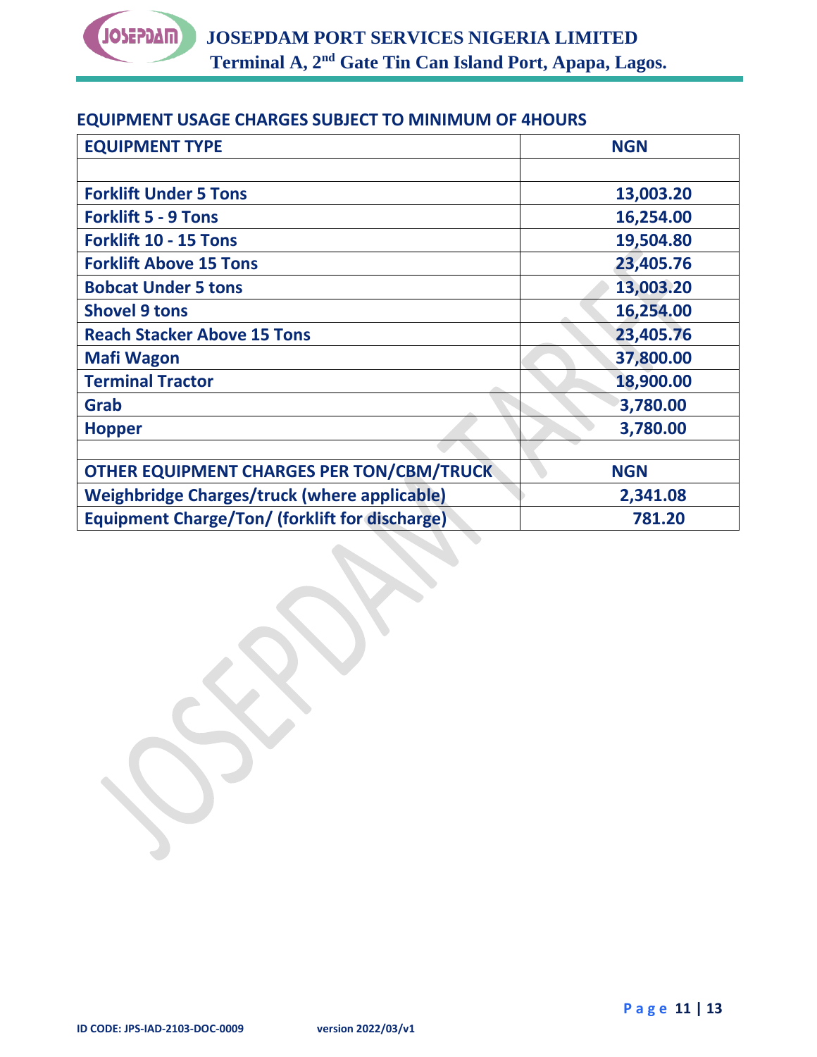## EQUIPMENT USAGE CHARGES SUBJECT TO MINIMUM OF 4HOURS

| EQUIPMENT TYPE | NGN |
|---|---|
| | |
| **Forklift Under 5 Tons** | **13,003.20** |
| **Forklift 5 - 9 Tons** | **16,254.00** |
| **Forklift 10 - 15 Tons** | **19,504.80** |
| **Forklift Above 15 Tons** | **23,405.76** |
| **Bobcat Under 5 tons** | **13,003.20** |
| **Shovel 9 tons** | **16,254.00** |
| **Reach Stacker Above 15 Tons** | **23,405.76** |
| **Mafi Wagon** | **37,800.00** |
| **Terminal Tractor** | **18,900.00** |
| **Grab** | **3,780.00** |
| **Hopper** | **3,780.00** |
| | |
| **OTHER EQUIPMENT CHARGES PER TON/CBM/TRUCK** | **NGN** |
| **Weighbridge Charges/truck (where applicable)** | **2,341.08** |
| **Equipment Charge/Ton/ (forklift for discharge)** | **781.20** |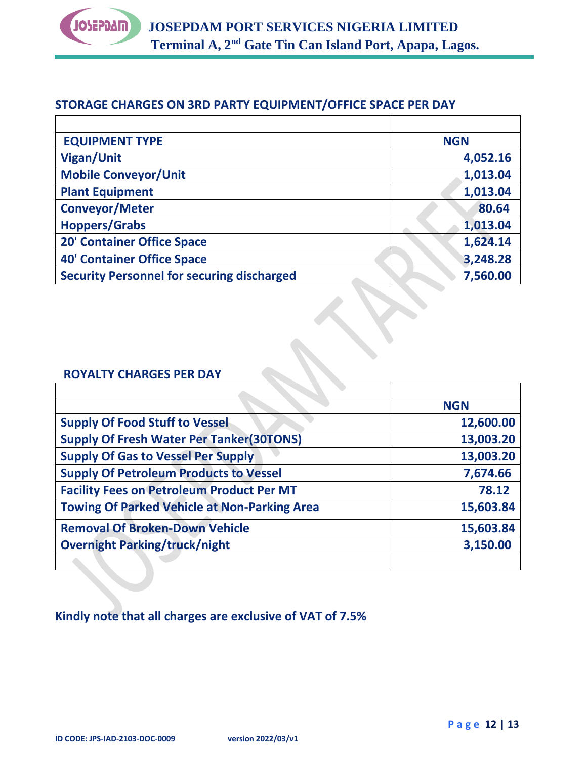## STORAGE CHARGES ON 3RD PARTY EQUIPMENT/OFFICE SPACE PER DAY

| EQUIPMENT TYPE | NGN |
|---|---|
| Vigan/Unit | 4,052.16 |
| Mobile Conveyor/Unit | 1,013.04 |
| Plant Equipment | 1,013.04 |
| Conveyor/Meter | 80.64 |
| Hoppers/Grabs | 1,013.04 |
| 20' Container Office Space | 1,624.14 |
| 40' Container Office Space | 3,248.28 |
| Security Personnel for securing discharged | 7,560.00 |

## ROYALTY CHARGES PER DAY

| | NGN |
|---|---|
| Supply Of Food Stuff to Vessel | 12,600.00 |
| Supply Of Fresh Water Per Tanker(30TONS) | 13,003.20 |
| Supply Of Gas to Vessel Per Supply | 13,003.20 |
| Supply Of Petroleum Products to Vessel | 7,674.66 |
| Facility Fees on Petroleum Product Per MT | 78.12 |
| Towing Of Parked Vehicle at Non-Parking Area | 15,603.84 |
| Removal Of Broken-Down Vehicle | 15,603.84 |
| Overnight Parking/truck/night | 3,150.00 |
| | |

**Kindly note that all charges are exclusive of VAT of 7.5%**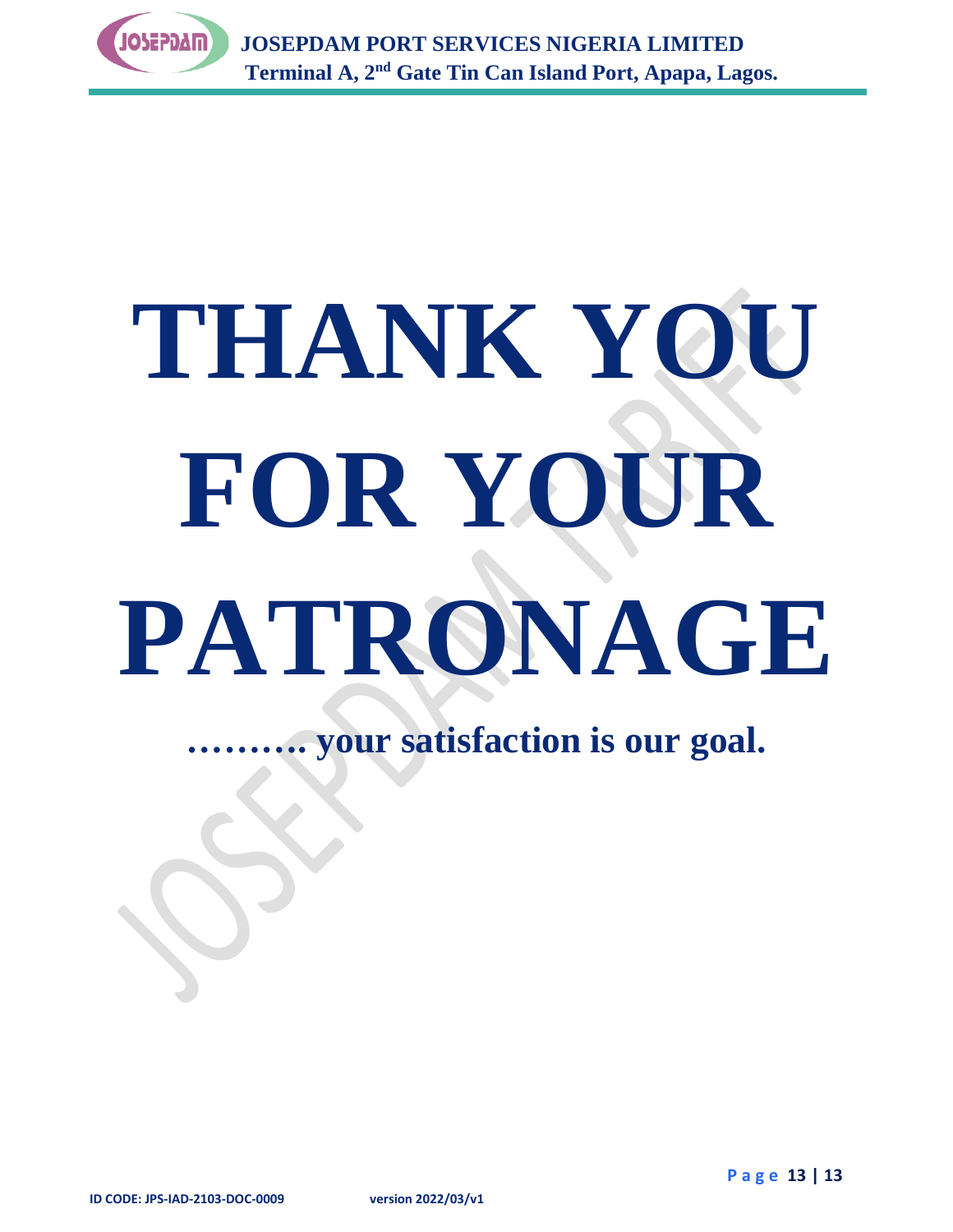# THANK YOU FOR YOUR PATRONAGE

**………. your satisfaction is our goal.**